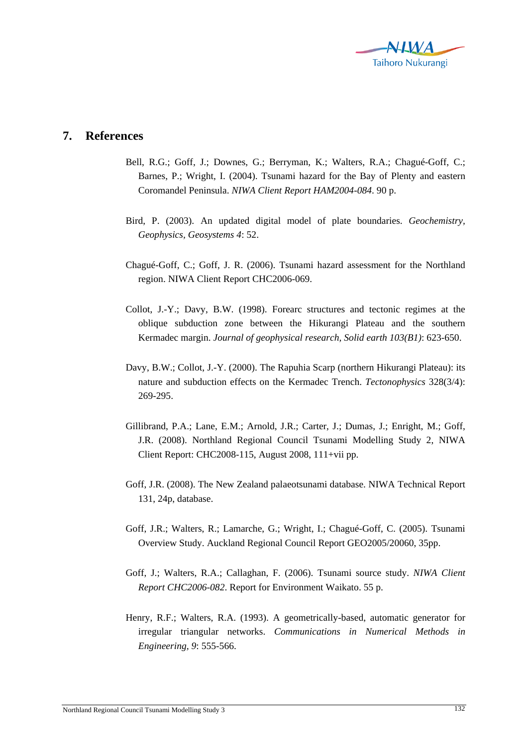# 7. References

Bell, R.G.; Goff, J.; Downes, G.; Berryman, K.; Walters, R.A.; Chagué-Goff, C.; Barnes, P.; Wright, I. (2004). Tsunami hazard for the Bay of Plenty and eastern Coromandel Peninsula. *NIWA Client Report HAM2004-084*. 90 p.

Bird, P. (2003). An updated digital model of plate boundaries. *Geochemistry, Geophysics, Geosystems 4*: 52.

Chagué-Goff, C.; Goff, J. R. (2006). Tsunami hazard assessment for the Northland region. NIWA Client Report CHC2006-069.

Collot, J.-Y.; Davy, B.W. (1998). Forearc structures and tectonic regimes at the oblique subduction zone between the Hikurangi Plateau and the southern Kermadec margin. *Journal of geophysical research, Solid earth 103(B1)*: 623-650.

Davy, B.W.; Collot, J.-Y. (2000). The Rapuhia Scarp (northern Hikurangi Plateau): its nature and subduction effects on the Kermadec Trench. *Tectonophysics* 328(3/4): 269-295.

Gillibrand, P.A.; Lane, E.M.; Arnold, J.R.; Carter, J.; Dumas, J.; Enright, M.; Goff, J.R. (2008). Northland Regional Council Tsunami Modelling Study 2, NIWA Client Report: CHC2008-115, August 2008, 111+vii pp.

Goff, J.R. (2008). The New Zealand palaeotsunami database. NIWA Technical Report 131, 24p, database.

Goff, J.R.; Walters, R.; Lamarche, G.; Wright, I.; Chagué-Goff, C. (2005). Tsunami Overview Study. Auckland Regional Council Report GEO2005/20060, 35pp.

Goff, J.; Walters, R.A.; Callaghan, F. (2006). Tsunami source study. *NIWA Client Report CHC2006-082*. Report for Environment Waikato. 55 p.

Henry, R.F.; Walters, R.A. (1993). A geometrically-based, automatic generator for irregular triangular networks. *Communications in Numerical Methods in Engineering, 9*: 555-566.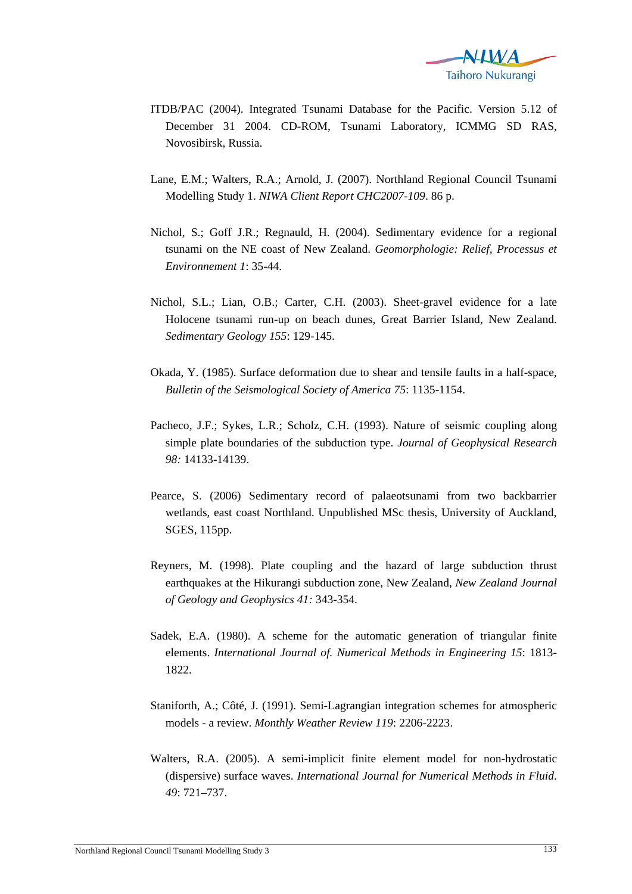ITDB/PAC (2004). Integrated Tsunami Database for the Pacific. Version 5.12 of December 31 2004. CD-ROM, Tsunami Laboratory, ICMMG SD RAS, Novosibirsk, Russia.

Lane, E.M.; Walters, R.A.; Arnold, J. (2007). Northland Regional Council Tsunami Modelling Study 1. *NIWA Client Report CHC2007-109*. 86 p.

Nichol, S.; Goff J.R.; Regnauld, H. (2004). Sedimentary evidence for a regional tsunami on the NE coast of New Zealand. *Geomorphologie: Relief, Processus et Environnement 1*: 35-44.

Nichol, S.L.; Lian, O.B.; Carter, C.H. (2003). Sheet-gravel evidence for a late Holocene tsunami run-up on beach dunes, Great Barrier Island, New Zealand. *Sedimentary Geology 155*: 129-145.

Okada, Y. (1985). Surface deformation due to shear and tensile faults in a half-space, *Bulletin of the Seismological Society of America 75*: 1135-1154.

Pacheco, J.F.; Sykes, L.R.; Scholz, C.H. (1993). Nature of seismic coupling along simple plate boundaries of the subduction type. *Journal of Geophysical Research 98:* 14133-14139.

Pearce, S. (2006) Sedimentary record of palaeotsunami from two backbarrier wetlands, east coast Northland. Unpublished MSc thesis, University of Auckland, SGES, 115pp.

Reyners, M. (1998). Plate coupling and the hazard of large subduction thrust earthquakes at the Hikurangi subduction zone, New Zealand, *New Zealand Journal of Geology and Geophysics 41:* 343-354.

Sadek, E.A. (1980). A scheme for the automatic generation of triangular finite elements. *International Journal of. Numerical Methods in Engineering 15*: 1813-1822.

Staniforth, A.; Côté, J. (1991). Semi-Lagrangian integration schemes for atmospheric models - a review. *Monthly Weather Review 119*: 2206-2223.

Walters, R.A. (2005). A semi-implicit finite element model for non-hydrostatic (dispersive) surface waves. *International Journal for Numerical Methods in Fluid. 49*: 721–737.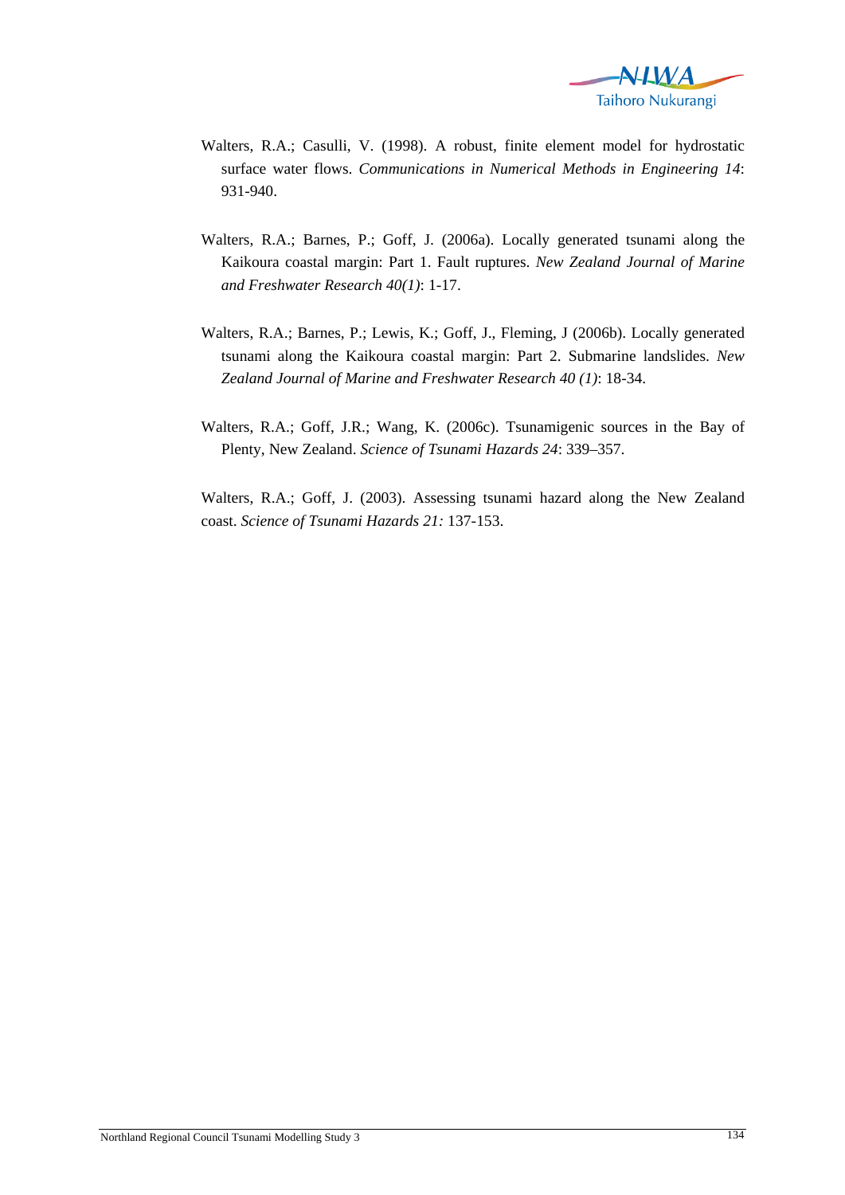Walters, R.A.; Casulli, V. (1998). A robust, finite element model for hydrostatic surface water flows. *Communications in Numerical Methods in Engineering 14*: 931-940.

Walters, R.A.; Barnes, P.; Goff, J. (2006a). Locally generated tsunami along the Kaikoura coastal margin: Part 1. Fault ruptures. *New Zealand Journal of Marine and Freshwater Research 40(1)*: 1-17.

Walters, R.A.; Barnes, P.; Lewis, K.; Goff, J., Fleming, J (2006b). Locally generated tsunami along the Kaikoura coastal margin: Part 2. Submarine landslides. *New Zealand Journal of Marine and Freshwater Research 40 (1)*: 18-34.

Walters, R.A.; Goff, J.R.; Wang, K. (2006c). Tsunamigenic sources in the Bay of Plenty, New Zealand. *Science of Tsunami Hazards 24*: 339–357.

Walters, R.A.; Goff, J. (2003). Assessing tsunami hazard along the New Zealand coast. *Science of Tsunami Hazards 21:* 137-153.